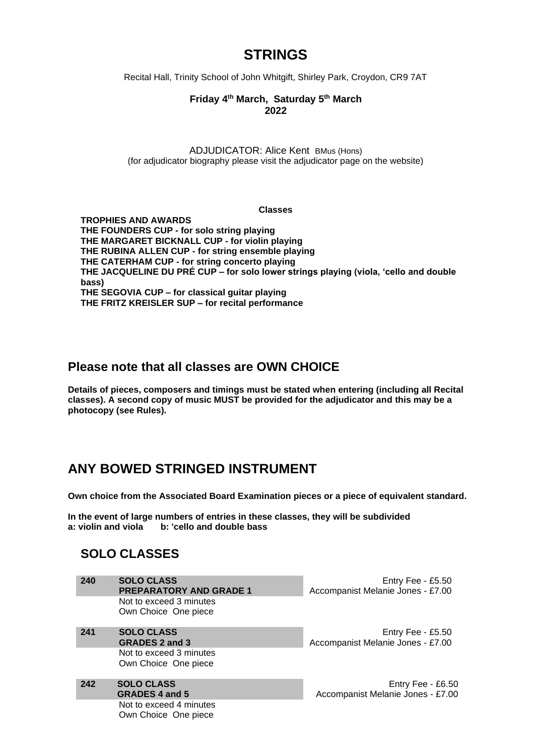# STRINGS

Recital Hall, Trinity School of John Whitgift, Shirley Park, Croydon, CR9 7AT

**Friday 4th March, Saturday 5th March**
**2022**

ADJUDICATOR: Alice Kent BMus (Hons)
(for adjudicator biography please visit the adjudicator page on the website)

**Classes**

**TROPHIES AND AWARDS**
**THE FOUNDERS CUP - for solo string playing**
**THE MARGARET BICKNALL CUP - for violin playing**
**THE RUBINA ALLEN CUP - for string ensemble playing**
**THE CATERHAM CUP - for string concerto playing**
**THE JACQUELINE DU PRÉ CUP – for solo lower strings playing (viola, 'cello and double bass)**
**THE SEGOVIA CUP – for classical guitar playing**
**THE FRITZ KREISLER SUP – for recital performance**

## Please note that all classes are OWN CHOICE

**Details of pieces, composers and timings must be stated when entering (including all Recital classes). A second copy of music MUST be provided for the adjudicator and this may be a photocopy (see Rules).**

## ANY BOWED STRINGED INSTRUMENT

**Own choice from the Associated Board Examination pieces or a piece of equivalent standard.**

**In the event of large numbers of entries in these classes, they will be subdivided**
**a: violin and viola b: 'cello and double bass**

### SOLO CLASSES

**240 SOLO CLASS**
**PREPARATORY AND GRADE 1**
Not to exceed 3 minutes
Own Choice One piece

Entry Fee - £5.50
Accompanist Melanie Jones - £7.00

**241 SOLO CLASS**
**GRADES 2 and 3**
Not to exceed 3 minutes
Own Choice One piece

Entry Fee - £5.50
Accompanist Melanie Jones - £7.00

**242 SOLO CLASS**
**GRADES 4 and 5**
Not to exceed 4 minutes
Own Choice One piece

Entry Fee - £6.50
Accompanist Melanie Jones - £7.00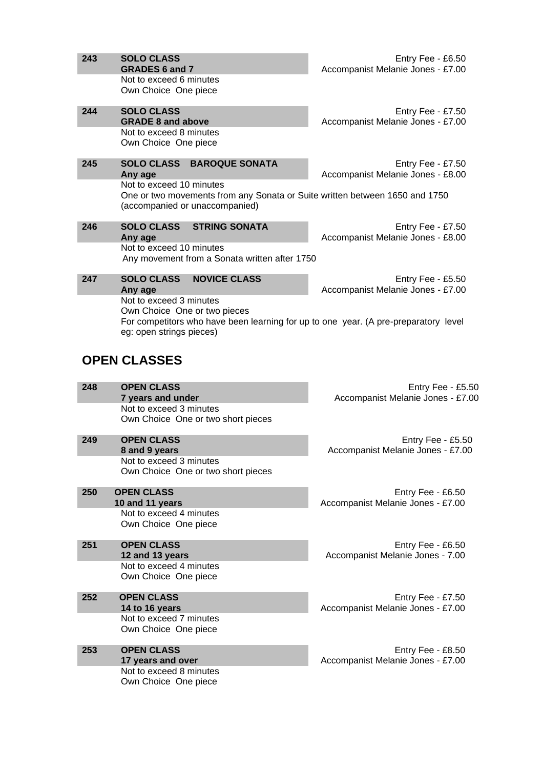**243** **SOLO CLASS**
**GRADES 6 and 7**
Not to exceed 6 minutes
Own Choice One piece

Entry Fee - £6.50
Accompanist Melanie Jones - £7.00

**244** **SOLO CLASS**
**GRADE 8 and above**
Not to exceed 8 minutes
Own Choice One piece

Entry Fee - £7.50
Accompanist Melanie Jones - £7.00

**245** **SOLO CLASS BAROQUE SONATA**
**Any age**
Not to exceed 10 minutes
One or two movements from any Sonata or Suite written between 1650 and 1750 (accompanied or unaccompanied)

Entry Fee - £7.50
Accompanist Melanie Jones - £8.00

**246** **SOLO CLASS STRING SONATA**
**Any age**
Not to exceed 10 minutes
Any movement from a Sonata written after 1750

Entry Fee - £7.50
Accompanist Melanie Jones - £8.00

**247** **SOLO CLASS NOVICE CLASS**
**Any age**
Not to exceed 3 minutes
Own Choice One or two pieces
For competitors who have been learning for up to one year. (A pre-preparatory level eg: open strings pieces)

Entry Fee - £5.50
Accompanist Melanie Jones - £7.00

## OPEN CLASSES

**248** **OPEN CLASS**
**7 years and under**
Not to exceed 3 minutes
Own Choice One or two short pieces

Entry Fee - £5.50
Accompanist Melanie Jones - £7.00

**249** **OPEN CLASS**
**8 and 9 years**
Not to exceed 3 minutes
Own Choice One or two short pieces

Entry Fee - £5.50
Accompanist Melanie Jones - £7.00

**250** **OPEN CLASS**
**10 and 11 years**
Not to exceed 4 minutes
Own Choice One piece

Entry Fee - £6.50
Accompanist Melanie Jones - £7.00

**251** **OPEN CLASS**
**12 and 13 years**
Not to exceed 4 minutes
Own Choice One piece

Entry Fee - £6.50
Accompanist Melanie Jones - 7.00

**252** **OPEN CLASS**
**14 to 16 years**
Not to exceed 7 minutes
Own Choice One piece

Entry Fee - £7.50
Accompanist Melanie Jones - £7.00

**253** **OPEN CLASS**
**17 years and over**
Not to exceed 8 minutes
Own Choice One piece

Entry Fee - £8.50
Accompanist Melanie Jones - £7.00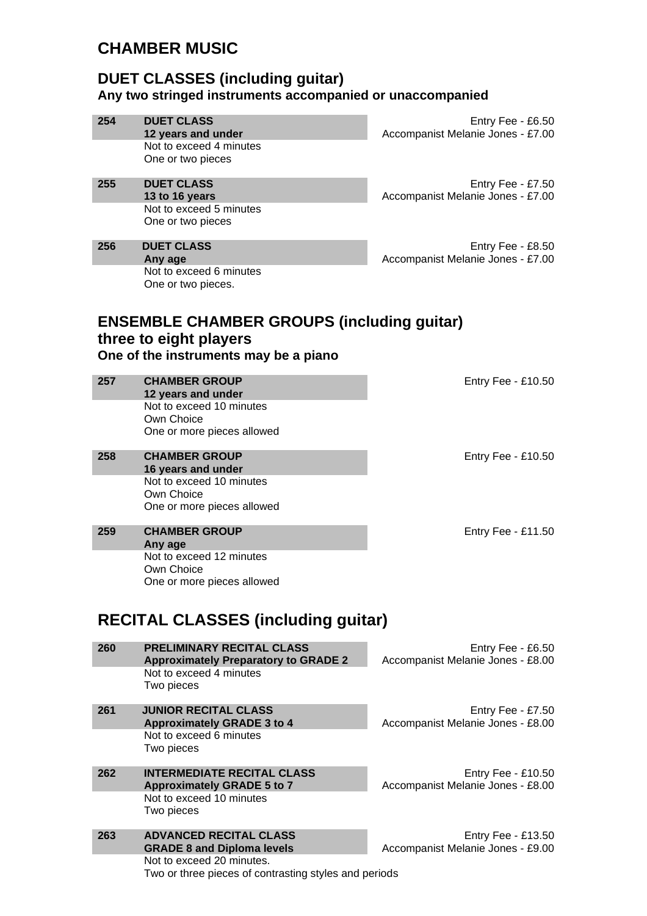# CHAMBER MUSIC

## DUET CLASSES (including guitar)

**Any two stringed instruments accompanied or unaccompanied**

**254 DUET CLASS**
**12 years and under**
Not to exceed 4 minutes
One or two pieces

Entry Fee - £6.50
Accompanist Melanie Jones - £7.00

**255 DUET CLASS**
**13 to 16 years**
Not to exceed 5 minutes
One or two pieces

Entry Fee - £7.50
Accompanist Melanie Jones - £7.00

**256 DUET CLASS**
**Any age**
Not to exceed 6 minutes
One or two pieces.

Entry Fee - £8.50
Accompanist Melanie Jones - £7.00

## ENSEMBLE CHAMBER GROUPS (including guitar) three to eight players

**One of the instruments may be a piano**

**257 CHAMBER GROUP**
**12 years and under**
Not to exceed 10 minutes
Own Choice
One or more pieces allowed

Entry Fee - £10.50

**258 CHAMBER GROUP**
**16 years and under**
Not to exceed 10 minutes
Own Choice
One or more pieces allowed

Entry Fee - £10.50

**259 CHAMBER GROUP**
**Any age**
Not to exceed 12 minutes
Own Choice
One or more pieces allowed

Entry Fee - £11.50

# RECITAL CLASSES (including guitar)

**260 PRELIMINARY RECITAL CLASS**
**Approximately Preparatory to GRADE 2**
Not to exceed 4 minutes
Two pieces

Entry Fee - £6.50
Accompanist Melanie Jones - £8.00

**261 JUNIOR RECITAL CLASS**
**Approximately GRADE 3 to 4**
Not to exceed 6 minutes
Two pieces

Entry Fee - £7.50
Accompanist Melanie Jones - £8.00

**262 INTERMEDIATE RECITAL CLASS**
**Approximately GRADE 5 to 7**
Not to exceed 10 minutes
Two pieces

Entry Fee - £10.50
Accompanist Melanie Jones - £8.00

**263 ADVANCED RECITAL CLASS**
**GRADE 8 and Diploma levels**
Not to exceed 20 minutes.
Two or three pieces of contrasting styles and periods

Entry Fee - £13.50
Accompanist Melanie Jones - £9.00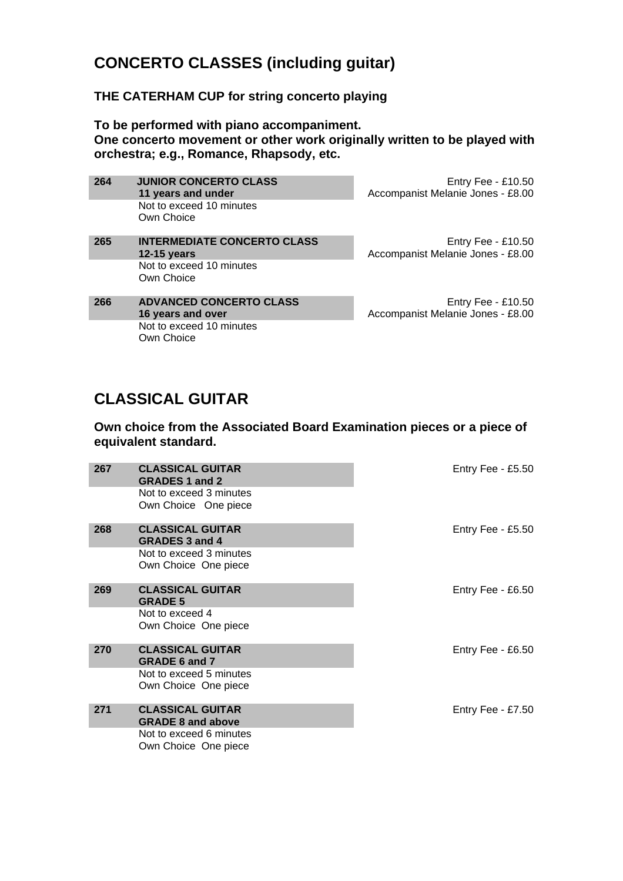## CONCERTO CLASSES (including guitar)

**THE CATERHAM CUP for string concerto playing**

**To be performed with piano accompaniment.**
**One concerto movement or other work originally written to be played with orchestra; e.g., Romance, Rhapsody, etc.**

| | | |
|---|---|---|
| **264** | **JUNIOR CONCERTO CLASS**<br>**11 years and under**<br>Not to exceed 10 minutes<br>Own Choice | Entry Fee - £10.50<br>Accompanist Melanie Jones - £8.00 |
| **265** | **INTERMEDIATE CONCERTO CLASS**<br>**12-15 years**<br>Not to exceed 10 minutes<br>Own Choice | Entry Fee - £10.50<br>Accompanist Melanie Jones - £8.00 |
| **266** | **ADVANCED CONCERTO CLASS**<br>**16 years and over**<br>Not to exceed 10 minutes<br>Own Choice | Entry Fee - £10.50<br>Accompanist Melanie Jones - £8.00 |

## CLASSICAL GUITAR

**Own choice from the Associated Board Examination pieces or a piece of equivalent standard.**

| | | |
|---|---|---|
| **267** | **CLASSICAL GUITAR**<br>**GRADES 1 and 2**<br>Not to exceed 3 minutes<br>Own Choice One piece | Entry Fee - £5.50 |
| **268** | **CLASSICAL GUITAR**<br>**GRADES 3 and 4**<br>Not to exceed 3 minutes<br>Own Choice One piece | Entry Fee - £5.50 |
| **269** | **CLASSICAL GUITAR**<br>**GRADE 5**<br>Not to exceed 4<br>Own Choice One piece | Entry Fee - £6.50 |
| **270** | **CLASSICAL GUITAR**<br>**GRADE 6 and 7**<br>Not to exceed 5 minutes<br>Own Choice One piece | Entry Fee - £6.50 |
| **271** | **CLASSICAL GUITAR**<br>**GRADE 8 and above**<br>Not to exceed 6 minutes<br>Own Choice One piece | Entry Fee - £7.50 |